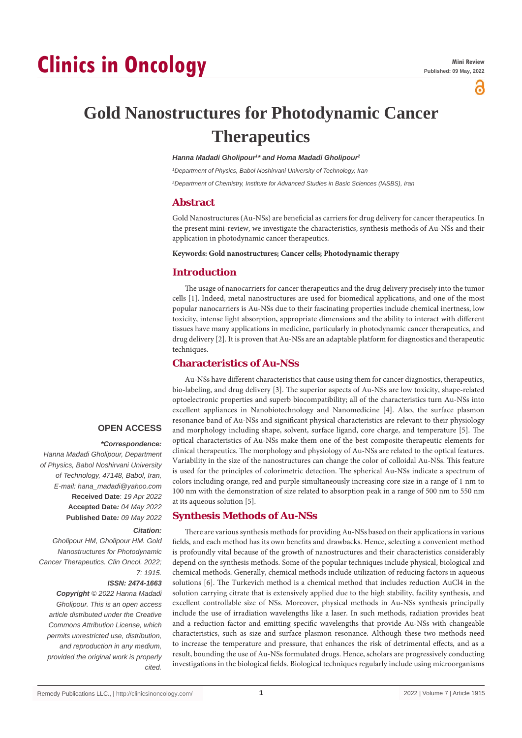Mini Review
Published: 09 May, 2022

# Gold Nanostructures for Photodynamic Cancer Therapeutics

*Hanna Madadi Gholipour[1]* and Homa Madadi Gholipour[2]*

*[1]Department of Physics, Babol Noshirvani University of Technology, Iran*

*[2]Department of Chemistry, Institute for Advanced Studies in Basic Sciences (IASBS), Iran*

## Abstract

Gold Nanostructures (Au-NSs) are beneficial as carriers for drug delivery for cancer therapeutics. In the present mini-review, we investigate the characteristics, synthesis methods of Au-NSs and their application in photodynamic cancer therapeutics.

**Keywords: Gold nanostructures; Cancer cells; Photodynamic therapy**

## Introduction

The usage of nanocarriers for cancer therapeutics and the drug delivery precisely into the tumor cells [1]. Indeed, metal nanostructures are used for biomedical applications, and one of the most popular nanocarriers is Au-NSs due to their fascinating properties include chemical inertness, low toxicity, intense light absorption, appropriate dimensions and the ability to interact with different tissues have many applications in medicine, particularly in photodynamic cancer therapeutics, and drug delivery [2]. It is proven that Au-NSs are an adaptable platform for diagnostics and therapeutic techniques.

## Characteristics of Au-NSs

Au-NSs have different characteristics that cause using them for cancer diagnostics, therapeutics, bio-labeling, and drug delivery [3]. The superior aspects of Au-NSs are low toxicity, shape-related optoelectronic properties and superb biocompatibility; all of the characteristics turn Au-NSs into excellent appliances in Nanobiotechnology and Nanomedicine [4]. Also, the surface plasmon resonance band of Au-NSs and significant physical characteristics are relevant to their physiology and morphology including shape, solvent, surface ligand, core charge, and temperature [5]. The optical characteristics of Au-NSs make them one of the best composite therapeutic elements for clinical therapeutics. The morphology and physiology of Au-NSs are related to the optical features. Variability in the size of the nanostructures can change the color of colloidal Au-NSs. This feature is used for the principles of colorimetric detection. The spherical Au-NSs indicate a spectrum of colors including orange, red and purple simultaneously increasing core size in a range of 1 nm to 100 nm with the demonstration of size related to absorption peak in a range of 500 nm to 550 nm at its aqueous solution [5].

## Synthesis Methods of Au-NSs

There are various synthesis methods for providing Au-NSs based on their applications in various fields, and each method has its own benefits and drawbacks. Hence, selecting a convenient method is profoundly vital because of the growth of nanostructures and their characteristics considerably depend on the synthesis methods. Some of the popular techniques include physical, biological and chemical methods. Generally, chemical methods include utilization of reducing factors in aqueous solutions [6]. The Turkevich method is a chemical method that includes reduction AuCl4 in the solution carrying citrate that is extensively applied due to the high stability, facility synthesis, and excellent controllable size of NSs. Moreover, physical methods in Au-NSs synthesis principally include the use of irradiation wavelengths like a laser. In such methods, radiation provides heat and a reduction factor and emitting specific wavelengths that provide Au-NSs with changeable characteristics, such as size and surface plasmon resonance. Although these two methods need to increase the temperature and pressure, that enhances the risk of detrimental effects, and as a result, bounding the use of Au-NSs formulated drugs. Hence, scholars are progressively conducting investigations in the biological fields. Biological techniques regularly include using microorganisms

**OPEN ACCESS**

***Correspondence:***

*Hanna Madadi Gholipour, Department of Physics, Babol Noshirvani University of Technology, 47148, Babol, Iran,*
*E-mail: hana_madadi@yahoo.com*

**Received Date**: *19 Apr 2022*
**Accepted Date**: *04 May 2022*
**Published Date**: *09 May 2022*

***Citation:***

*Gholipour HM, Gholipour HM. Gold Nanostructures for Photodynamic Cancer Therapeutics. Clin Oncol. 2022; 7: 1915.*

***ISSN: 2474-1663***

***Copyright** © 2022 Hanna Madadi Gholipour. This is an open access article distributed under the Creative Commons Attribution License, which permits unrestricted use, distribution, and reproduction in any medium, provided the original work is properly cited.*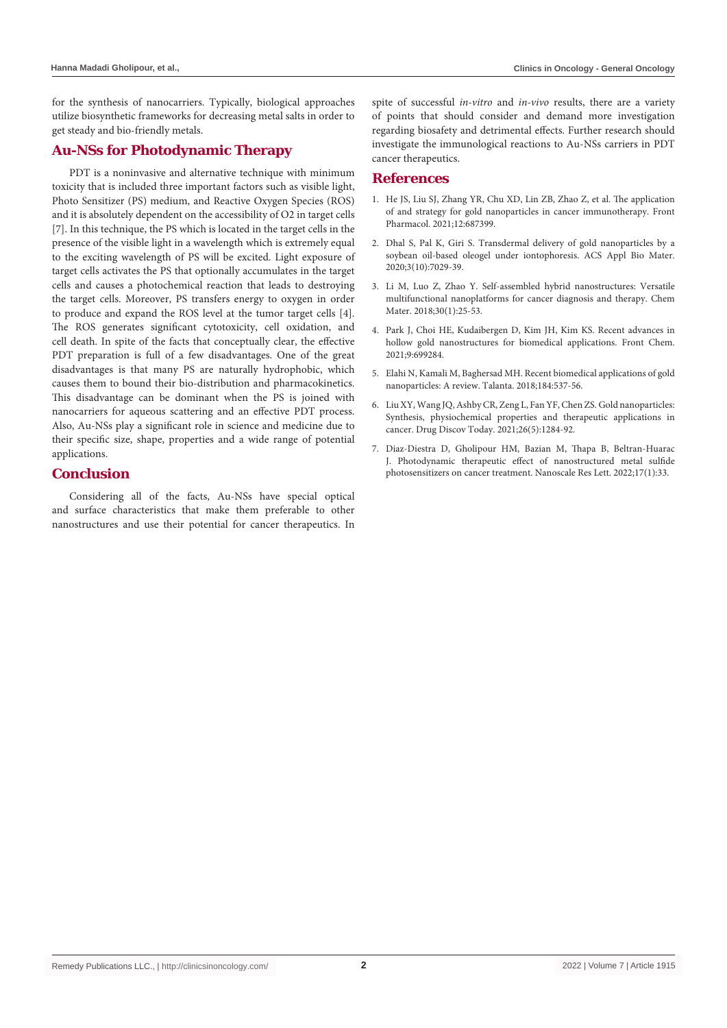for the synthesis of nanocarriers. Typically, biological approaches utilize biosynthetic frameworks for decreasing metal salts in order to get steady and bio-friendly metals.

## Au-NSs for Photodynamic Therapy

PDT is a noninvasive and alternative technique with minimum toxicity that is included three important factors such as visible light, Photo Sensitizer (PS) medium, and Reactive Oxygen Species (ROS) and it is absolutely dependent on the accessibility of O2 in target cells [7]. In this technique, the PS which is located in the target cells in the presence of the visible light in a wavelength which is extremely equal to the exciting wavelength of PS will be excited. Light exposure of target cells activates the PS that optionally accumulates in the target cells and causes a photochemical reaction that leads to destroying the target cells. Moreover, PS transfers energy to oxygen in order to produce and expand the ROS level at the tumor target cells [4]. The ROS generates significant cytotoxicity, cell oxidation, and cell death. In spite of the facts that conceptually clear, the effective PDT preparation is full of a few disadvantages. One of the great disadvantages is that many PS are naturally hydrophobic, which causes them to bound their bio-distribution and pharmacokinetics. This disadvantage can be dominant when the PS is joined with nanocarriers for aqueous scattering and an effective PDT process. Also, Au-NSs play a significant role in science and medicine due to their specific size, shape, properties and a wide range of potential applications.

## Conclusion

Considering all of the facts, Au-NSs have special optical and surface characteristics that make them preferable to other nanostructures and use their potential for cancer therapeutics. In spite of successful *in-vitro* and *in-vivo* results, there are a variety of points that should consider and demand more investigation regarding biosafety and detrimental effects. Further research should investigate the immunological reactions to Au-NSs carriers in PDT cancer therapeutics.

## References

1. He JS, Liu SJ, Zhang YR, Chu XD, Lin ZB, Zhao Z, et al. The application of and strategy for gold nanoparticles in cancer immunotherapy. Front Pharmacol. 2021;12:687399.
2. Dhal S, Pal K, Giri S. Transdermal delivery of gold nanoparticles by a soybean oil-based oleogel under iontophoresis. ACS Appl Bio Mater. 2020;3(10):7029-39.
3. Li M, Luo Z, Zhao Y. Self-assembled hybrid nanostructures: Versatile multifunctional nanoplatforms for cancer diagnosis and therapy. Chem Mater. 2018;30(1):25-53.
4. Park J, Choi HE, Kudaibergen D, Kim JH, Kim KS. Recent advances in hollow gold nanostructures for biomedical applications. Front Chem. 2021;9:699284.
5. Elahi N, Kamali M, Baghersad MH. Recent biomedical applications of gold nanoparticles: A review. Talanta. 2018;184:537-56.
6. Liu XY, Wang JQ, Ashby CR, Zeng L, Fan YF, Chen ZS. Gold nanoparticles: Synthesis, physiochemical properties and therapeutic applications in cancer. Drug Discov Today. 2021;26(5):1284-92.
7. Diaz-Diestra D, Gholipour HM, Bazian M, Thapa B, Beltran-Huarac J. Photodynamic therapeutic effect of nanostructured metal sulfide photosensitizers on cancer treatment. Nanoscale Res Lett. 2022;17(1):33.